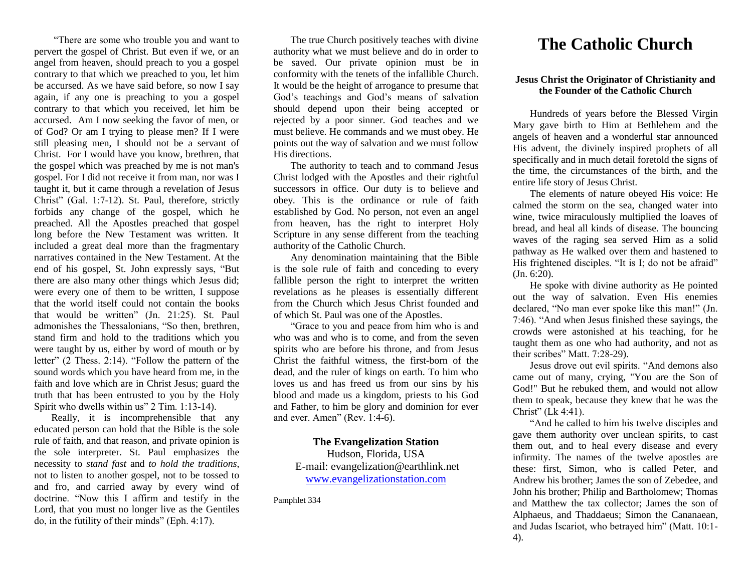"There are some who trouble you and want to pervert the gospel of Christ. But even if we, or an angel from heaven, should preach to you a gospel contrary to that which we preached to you, let him be accursed. As we have said before, so now I say again, if any one is preaching to you a gospel contrary to that which you received, let him be accursed. Am I now seeking the favor of men, or of God? Or am I trying to please men? If I were still pleasing men, I should not be a servant of Christ. For I would have you know, brethren, that the gospel which was preached by me is not man's gospel. For I did not receive it from man, nor was I taught it, but it came through a revelation of Jesus Christ" (Gal. 1:7-12). St. Paul, therefore, strictly forbids any change of the gospel, which he preached. All the Apostles preached that gospel long before the New Testament was written. It included a great deal more than the fragmentary narratives contained in the New Testament. At the end of his gospel, St. John expressly says, "But there are also many other things which Jesus did; were every one of them to be written, I suppose that the world itself could not contain the books that would be written" (Jn. 21:25). St. Paul admonishes the Thessalonians, "So then, brethren, stand firm and hold to the traditions which you were taught by us, either by word of mouth or by letter" (2 Thess. 2:14). "Follow the pattern of the sound words which you have heard from me, in the faith and love which are in Christ Jesus; guard the truth that has been entrusted to you by the Holy Spirit who dwells within us" 2 Tim. 1:13-14).

Really, it is incomprehensible that any educated person can hold that the Bible is the sole rule of faith, and that reason, and private opinion is the sole interpreter. St. Paul emphasizes the necessity to *stand fast* and *to hold the traditions*, not to listen to another gospel, not to be tossed to and fro, and carried away by every wind of doctrine. "Now this I affirm and testify in the Lord, that you must no longer live as the Gentiles do, in the futility of their minds" (Eph. 4:17).

The true Church positively teaches with divine authority what we must believe and do in order to be saved. Our private opinion must be in conformity with the tenets of the infallible Church. It would be the height of arrogance to presume that God's teachings and God's means of salvation should depend upon their being accepted or rejected by a poor sinner. God teaches and we must believe. He commands and we must obey. He points out the way of salvation and we must follow His directions.

The authority to teach and to command Jesus Christ lodged with the Apostles and their rightful successors in office. Our duty is to believe and obey. This is the ordinance or rule of faith established by God. No person, not even an angel from heaven, has the right to interpret Holy Scripture in any sense different from the teaching authority of the Catholic Church.

Any denomination maintaining that the Bible is the sole rule of faith and conceding to every fallible person the right to interpret the written revelations as he pleases is essentially different from the Church which Jesus Christ founded and of which St. Paul was one of the Apostles.

"Grace to you and peace from him who is and who was and who is to come, and from the seven spirits who are before his throne, and from Jesus Christ the faithful witness, the first-born of the dead, and the ruler of kings on earth. To him who loves us and has freed us from our sins by his blood and made us a kingdom, priests to his God and Father, to him be glory and dominion for ever and ever. Amen" (Rev. 1:4-6).

**The Evangelization Station**
Hudson, Florida, USA
E-mail: evangelization@earthlink.net
www.evangelizationstation.com

Pamphlet 334

# The Catholic Church

### Jesus Christ the Originator of Christianity and the Founder of the Catholic Church

Hundreds of years before the Blessed Virgin Mary gave birth to Him at Bethlehem and the angels of heaven and a wonderful star announced His advent, the divinely inspired prophets of all specifically and in much detail foretold the signs of the time, the circumstances of the birth, and the entire life story of Jesus Christ.

The elements of nature obeyed His voice: He calmed the storm on the sea, changed water into wine, twice miraculously multiplied the loaves of bread, and heal all kinds of disease. The bouncing waves of the raging sea served Him as a solid pathway as He walked over them and hastened to His frightened disciples. "It is I; do not be afraid" (Jn. 6:20).

He spoke with divine authority as He pointed out the way of salvation. Even His enemies declared, "No man ever spoke like this man!" (Jn. 7:46). "And when Jesus finished these sayings, the crowds were astonished at his teaching, for he taught them as one who had authority, and not as their scribes" Matt. 7:28-29).

Jesus drove out evil spirits. "And demons also came out of many, crying, "You are the Son of God!" But he rebuked them, and would not allow them to speak, because they knew that he was the Christ" (Lk 4:41).

"And he called to him his twelve disciples and gave them authority over unclean spirits, to cast them out, and to heal every disease and every infirmity. The names of the twelve apostles are these: first, Simon, who is called Peter, and Andrew his brother; James the son of Zebedee, and John his brother; Philip and Bartholomew; Thomas and Matthew the tax collector; James the son of Alphaeus, and Thaddaeus; Simon the Cananaean, and Judas Iscariot, who betrayed him" (Matt. 10:1-4).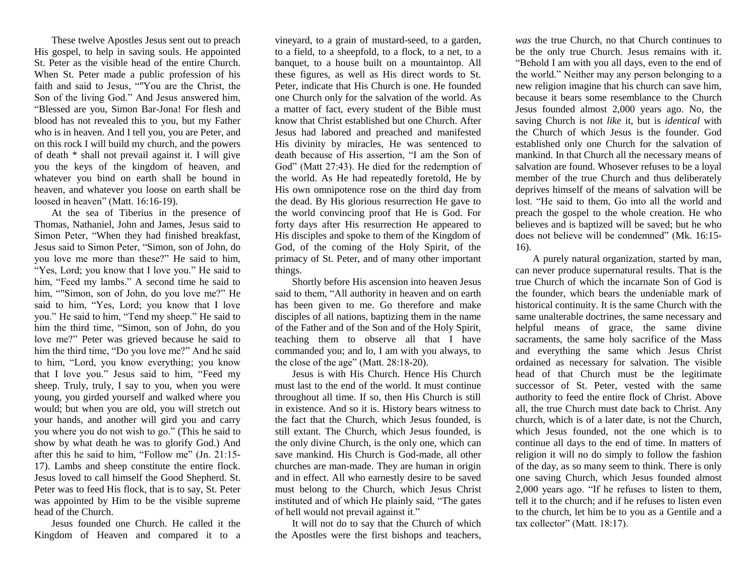These twelve Apostles Jesus sent out to preach His gospel, to help in saving souls. He appointed St. Peter as the visible head of the entire Church. When St. Peter made a public profession of his faith and said to Jesus, ""You are the Christ, the Son of the living God." And Jesus answered him, "Blessed are you, Simon Bar-Jona! For flesh and blood has not revealed this to you, but my Father who is in heaven. And I tell you, you are Peter, and on this rock I will build my church, and the powers of death * shall not prevail against it. I will give you the keys of the kingdom of heaven, and whatever you bind on earth shall be bound in heaven, and whatever you loose on earth shall be loosed in heaven" (Matt. 16:16-19).

At the sea of Tiberius in the presence of Thomas, Nathaniel, John and James, Jesus said to Simon Peter, "When they had finished breakfast, Jesus said to Simon Peter, "Simon, son of John, do you love me more than these?" He said to him, "Yes, Lord; you know that I love you." He said to him, "Feed my lambs." A second time he said to him, ""Simon, son of John, do you love me?" He said to him, "Yes, Lord; you know that I love you." He said to him, "Tend my sheep." He said to him the third time, "Simon, son of John, do you love me?" Peter was grieved because he said to him the third time, "Do you love me?" And he said to him, "Lord, you know everything; you know that I love you." Jesus said to him, "Feed my sheep. Truly, truly, I say to you, when you were young, you girded yourself and walked where you would; but when you are old, you will stretch out your hands, and another will gird you and carry you where you do not wish to go." (This he said to show by what death he was to glorify God.) And after this he said to him, "Follow me" (Jn. 21:15-17). Lambs and sheep constitute the entire flock. Jesus loved to call himself the Good Shepherd. St. Peter was to feed His flock, that is to say, St. Peter was appointed by Him to be the visible supreme head of the Church.

Jesus founded one Church. He called it the Kingdom of Heaven and compared it to a vineyard, to a grain of mustard-seed, to a garden, to a field, to a sheepfold, to a flock, to a net, to a banquet, to a house built on a mountaintop. All these figures, as well as His direct words to St. Peter, indicate that His Church is one. He founded one Church only for the salvation of the world. As a matter of fact, every student of the Bible must know that Christ established but one Church. After Jesus had labored and preached and manifested His divinity by miracles, He was sentenced to death because of His assertion, "I am the Son of God" (Matt 27:43). He died for the redemption of the world. As He had repeatedly foretold, He by His own omnipotence rose on the third day from the dead. By His glorious resurrection He gave to the world convincing proof that He is God. For forty days after His resurrection He appeared to His disciples and spoke to them of the Kingdom of God, of the coming of the Holy Spirit, of the primacy of St. Peter, and of many other important things.

Shortly before His ascension into heaven Jesus said to them, "All authority in heaven and on earth has been given to me. Go therefore and make disciples of all nations, baptizing them in the name of the Father and of the Son and of the Holy Spirit, teaching them to observe all that I have commanded you; and lo, I am with you always, to the close of the age" (Matt. 28:18-20).

Jesus is with His Church. Hence His Church must last to the end of the world. It must continue throughout all time. If so, then His Church is still in existence. And so it is. History bears witness to the fact that the Church, which Jesus founded, is still extant. The Church, which Jesus founded, is the only divine Church, is the only one, which can save mankind. His Church is God-made, all other churches are man-made. They are human in origin and in effect. All who earnestly desire to be saved must belong to the Church, which Jesus Christ instituted and of which He plainly said, "The gates of hell would not prevail against it."

It will not do to say that the Church of which the Apostles were the first bishops and teachers, *was* the true Church, no that Church continues to be the only true Church. Jesus remains with it. "Behold I am with you all days, even to the end of the world." Neither may any person belonging to a new religion imagine that his church can save him, because it bears some resemblance to the Church Jesus founded almost 2,000 years ago. No, the saving Church is not *like* it, but is *identical* with the Church of which Jesus is the founder. God established only one Church for the salvation of mankind. In that Church all the necessary means of salvation are found. Whosever refuses to be a loyal member of the true Church and thus deliberately deprives himself of the means of salvation will be lost. "He said to them, Go into all the world and preach the gospel to the whole creation. He who believes and is baptized will be saved; but he who does not believe will be condemned" (Mk. 16:15-16).

A purely natural organization, started by man, can never produce supernatural results. That is the true Church of which the incarnate Son of God is the founder, which bears the undeniable mark of historical continuity. It is the same Church with the same unalterable doctrines, the same necessary and helpful means of grace, the same divine sacraments, the same holy sacrifice of the Mass and everything the same which Jesus Christ ordained as necessary for salvation. The visible head of that Church must be the legitimate successor of St. Peter, vested with the same authority to feed the entire flock of Christ. Above all, the true Church must date back to Christ. Any church, which is of a later date, is not the Church, which Jesus founded, not the one which is to continue all days to the end of time. In matters of religion it will no do simply to follow the fashion of the day, as so many seem to think. There is only one saving Church, which Jesus founded almost 2,000 years ago. "If he refuses to listen to them, tell it to the church; and if he refuses to listen even to the church, let him be to you as a Gentile and a tax collector" (Matt. 18:17).